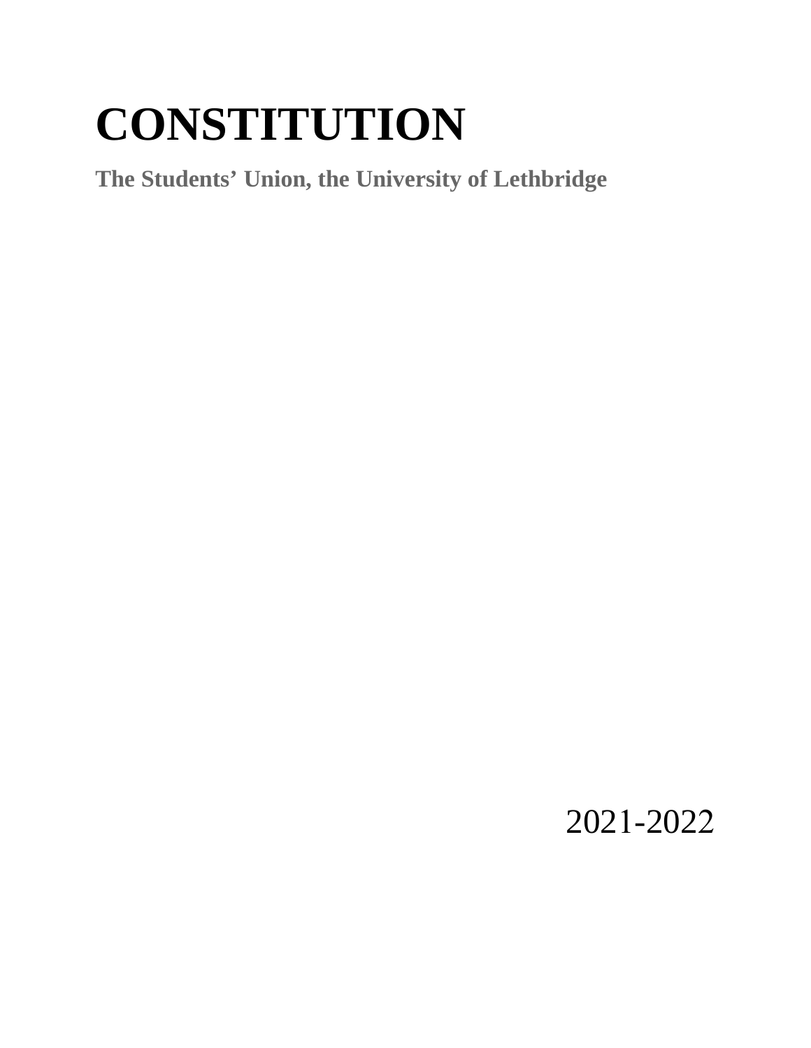# CONSTITUTION

**The Students' Union, the University of Lethbridge**

2021-2022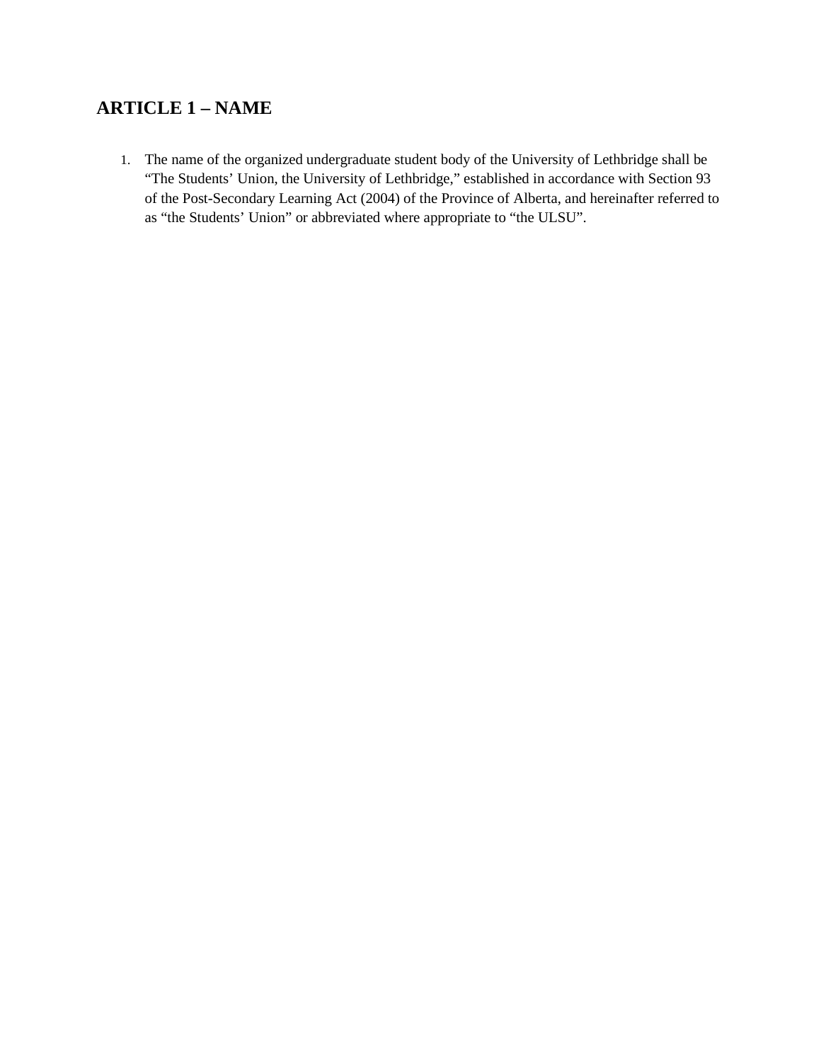## ARTICLE 1 – NAME

1. The name of the organized undergraduate student body of the University of Lethbridge shall be "The Students' Union, the University of Lethbridge," established in accordance with Section 93 of the Post-Secondary Learning Act (2004) of the Province of Alberta, and hereinafter referred to as "the Students' Union" or abbreviated where appropriate to "the ULSU".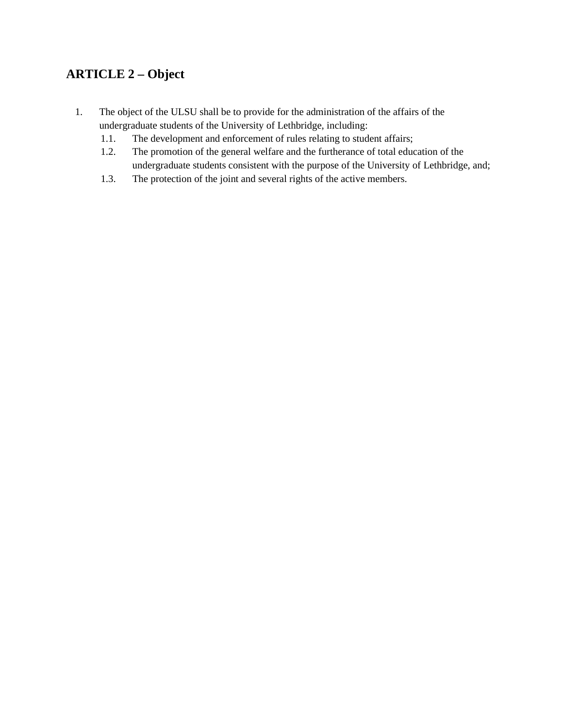## ARTICLE 2 – Object

1. The object of the ULSU shall be to provide for the administration of the affairs of the undergraduate students of the University of Lethbridge, including:
   1.1. The development and enforcement of rules relating to student affairs;
   1.2. The promotion of the general welfare and the furtherance of total education of the undergraduate students consistent with the purpose of the University of Lethbridge, and;
   1.3. The protection of the joint and several rights of the active members.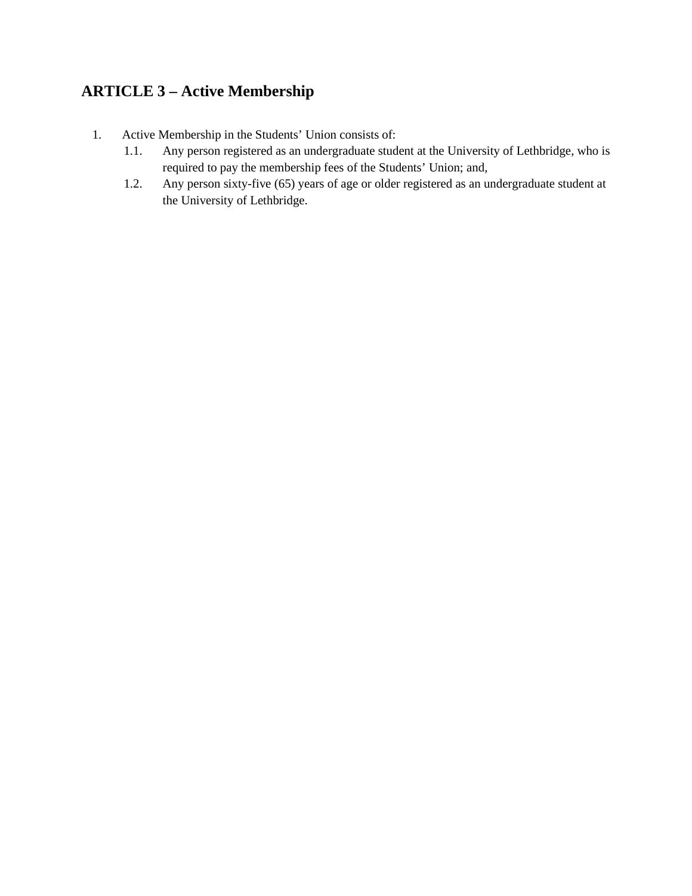## ARTICLE 3 – Active Membership

1. Active Membership in the Students' Union consists of:
   - 1.1. Any person registered as an undergraduate student at the University of Lethbridge, who is required to pay the membership fees of the Students' Union; and,
   - 1.2. Any person sixty-five (65) years of age or older registered as an undergraduate student at the University of Lethbridge.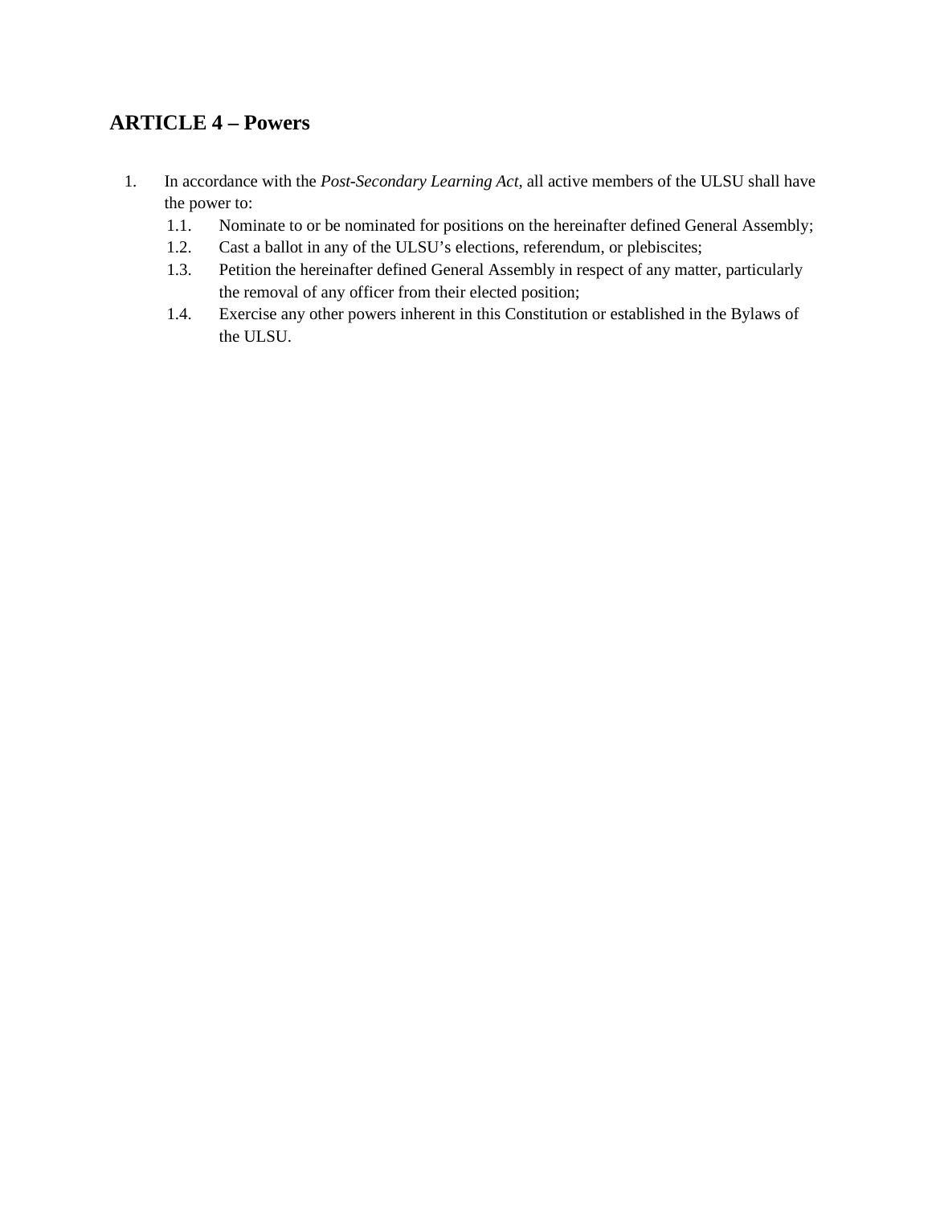## ARTICLE 4 – Powers

1. In accordance with the *Post-Secondary Learning Act*, all active members of the ULSU shall have the power to:
   - 1.1. Nominate to or be nominated for positions on the hereinafter defined General Assembly;
   - 1.2. Cast a ballot in any of the ULSU's elections, referendum, or plebiscites;
   - 1.3. Petition the hereinafter defined General Assembly in respect of any matter, particularly the removal of any officer from their elected position;
   - 1.4. Exercise any other powers inherent in this Constitution or established in the Bylaws of the ULSU.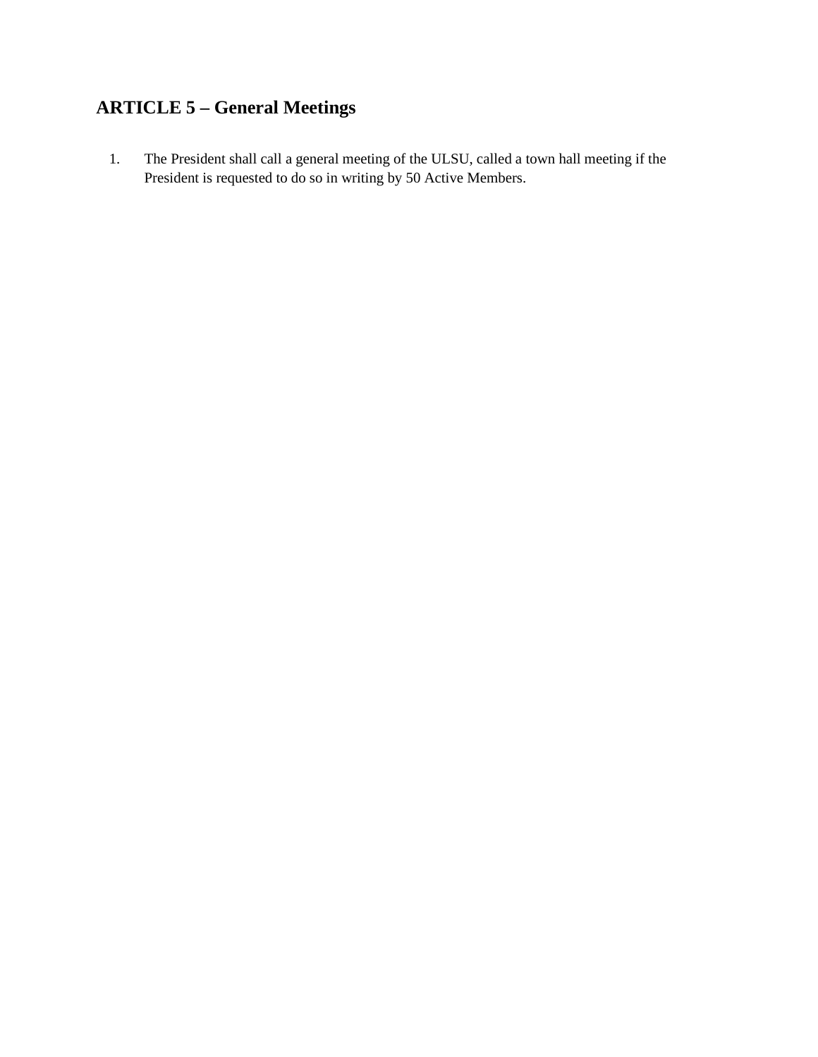## ARTICLE 5 – General Meetings

1. The President shall call a general meeting of the ULSU, called a town hall meeting if the President is requested to do so in writing by 50 Active Members.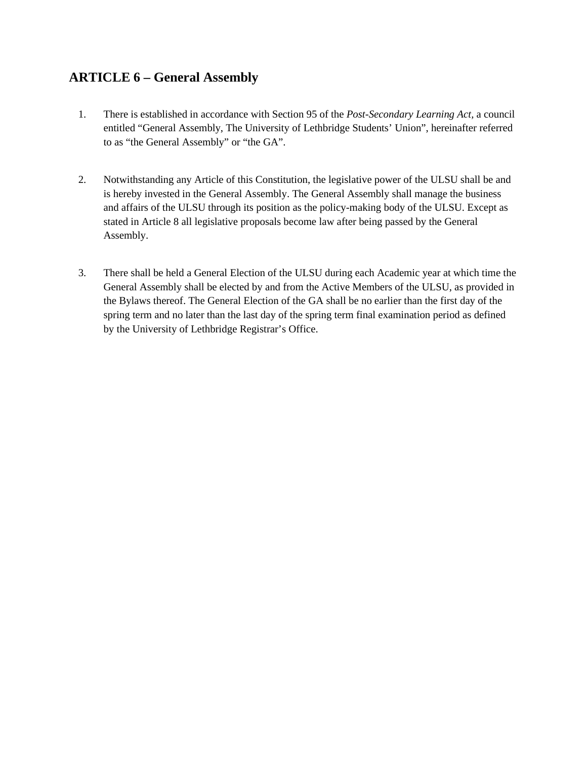## ARTICLE 6 – General Assembly

1. There is established in accordance with Section 95 of the *Post-Secondary Learning Act,* a council entitled “General Assembly, The University of Lethbridge Students’ Union”, hereinafter referred to as “the General Assembly” or “the GA”.

2. Notwithstanding any Article of this Constitution, the legislative power of the ULSU shall be and is hereby invested in the General Assembly. The General Assembly shall manage the business and affairs of the ULSU through its position as the policy-making body of the ULSU. Except as stated in Article 8 all legislative proposals become law after being passed by the General Assembly.

3. There shall be held a General Election of the ULSU during each Academic year at which time the General Assembly shall be elected by and from the Active Members of the ULSU, as provided in the Bylaws thereof. The General Election of the GA shall be no earlier than the first day of the spring term and no later than the last day of the spring term final examination period as defined by the University of Lethbridge Registrar’s Office.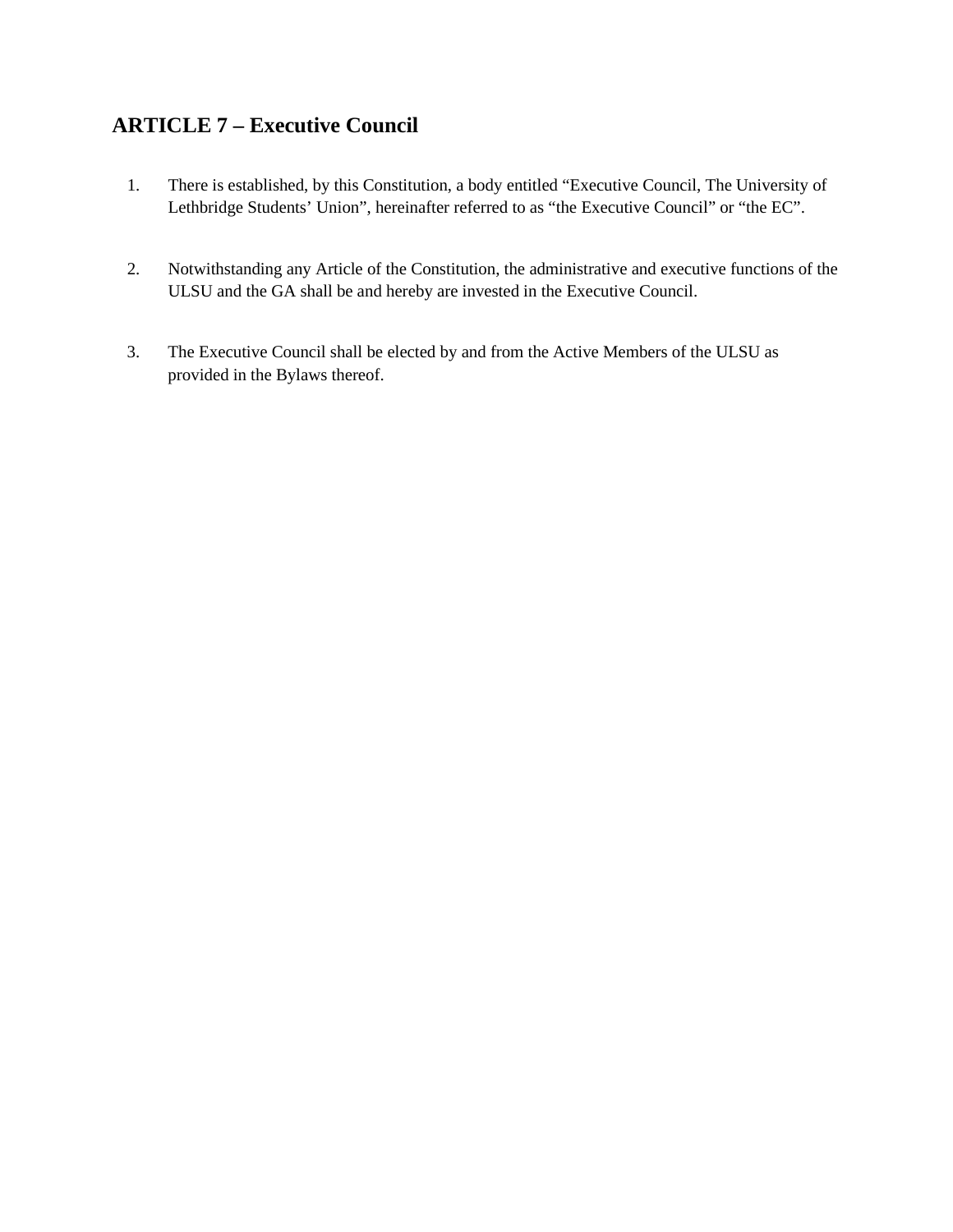## ARTICLE 7 – Executive Council

1. There is established, by this Constitution, a body entitled "Executive Council, The University of Lethbridge Students' Union", hereinafter referred to as "the Executive Council" or "the EC".

2. Notwithstanding any Article of the Constitution, the administrative and executive functions of the ULSU and the GA shall be and hereby are invested in the Executive Council.

3. The Executive Council shall be elected by and from the Active Members of the ULSU as provided in the Bylaws thereof.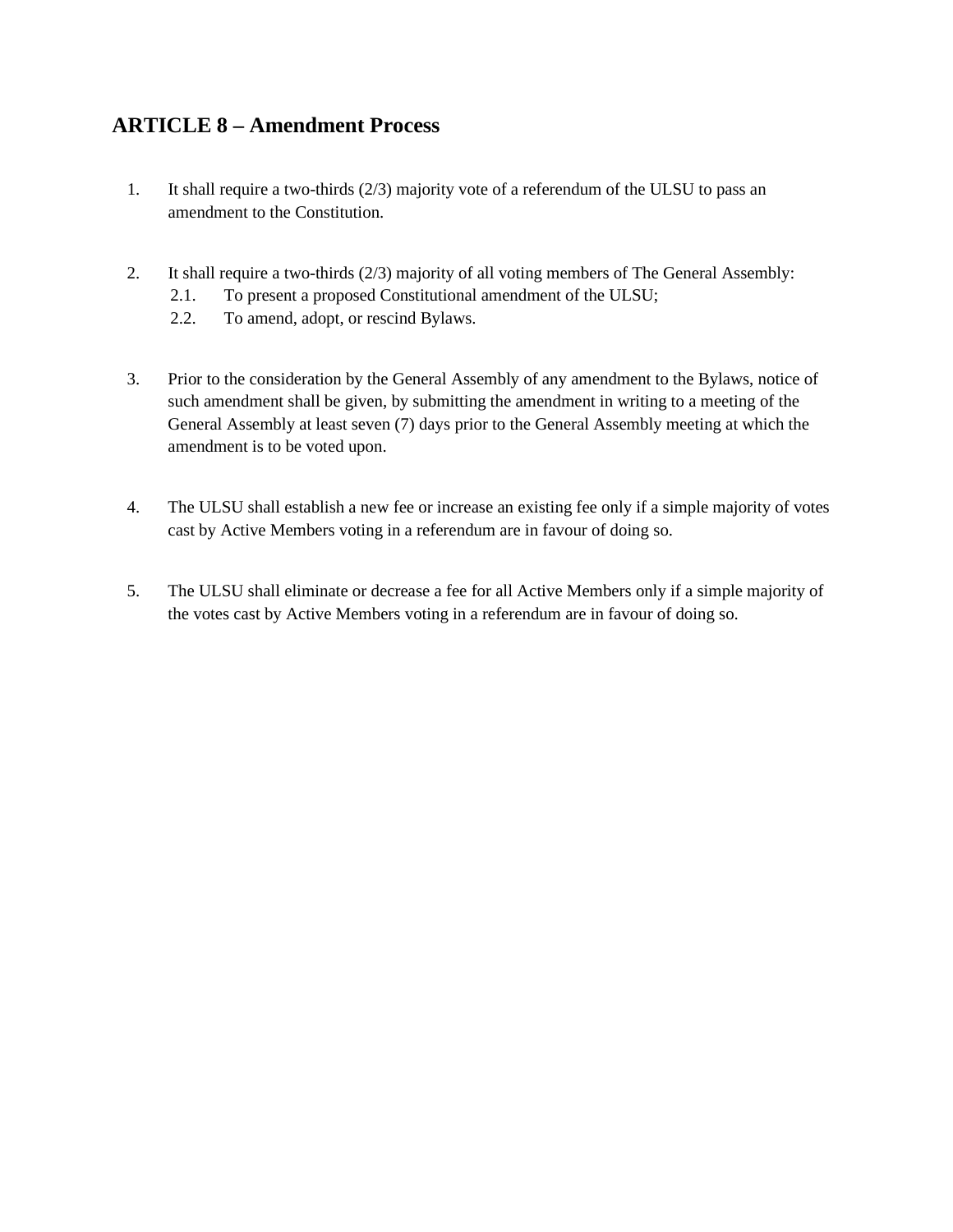## ARTICLE 8 – Amendment Process

1. It shall require a two-thirds (2/3) majority vote of a referendum of the ULSU to pass an amendment to the Constitution.

2. It shall require a two-thirds (2/3) majority of all voting members of The General Assembly:
   - 2.1. To present a proposed Constitutional amendment of the ULSU;
   - 2.2. To amend, adopt, or rescind Bylaws.

3. Prior to the consideration by the General Assembly of any amendment to the Bylaws, notice of such amendment shall be given, by submitting the amendment in writing to a meeting of the General Assembly at least seven (7) days prior to the General Assembly meeting at which the amendment is to be voted upon.

4. The ULSU shall establish a new fee or increase an existing fee only if a simple majority of votes cast by Active Members voting in a referendum are in favour of doing so.

5. The ULSU shall eliminate or decrease a fee for all Active Members only if a simple majority of the votes cast by Active Members voting in a referendum are in favour of doing so.